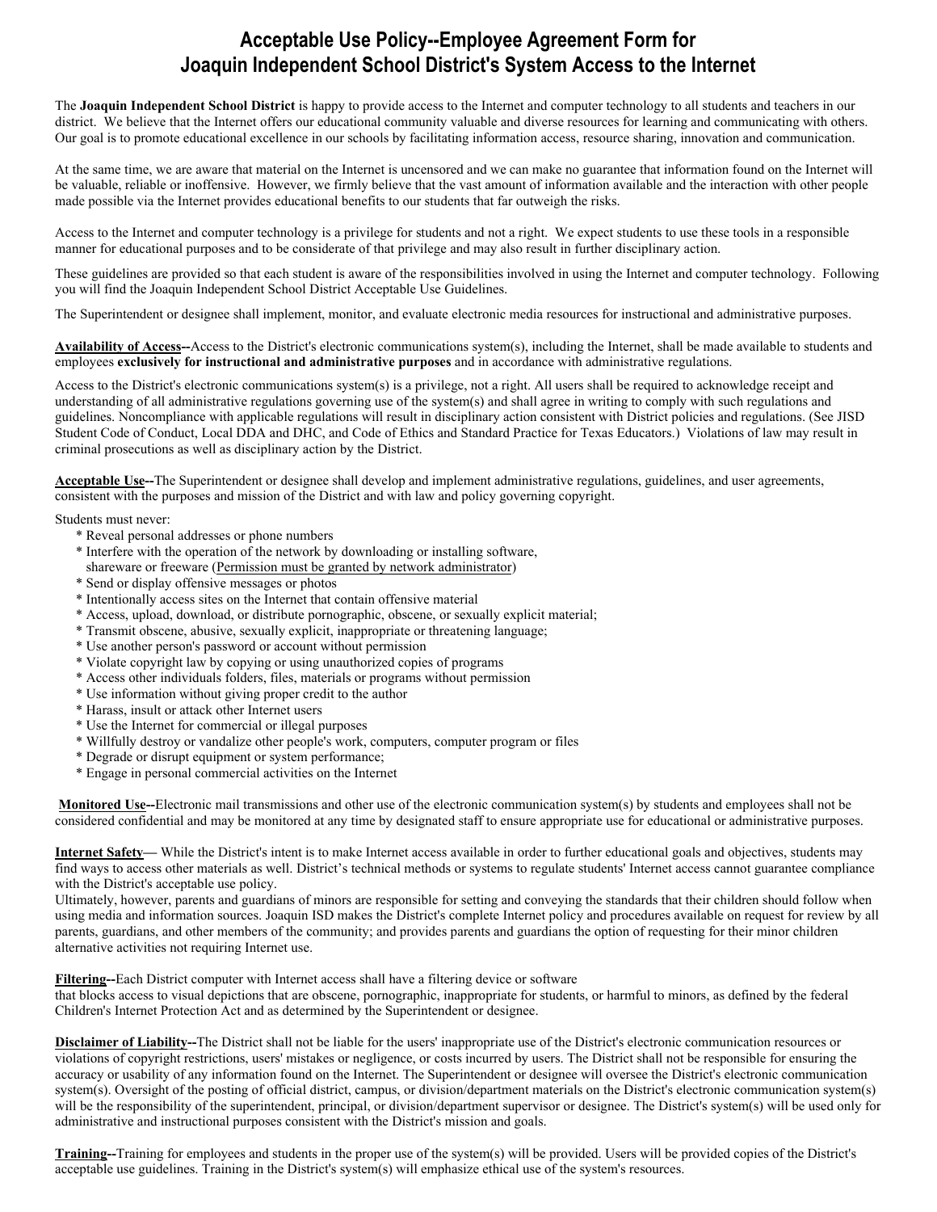# Acceptable Use Policy--Employee Agreement Form for Joaquin Independent School District's System Access to the Internet

The **Joaquin Independent School District** is happy to provide access to the Internet and computer technology to all students and teachers in our district. We believe that the Internet offers our educational community valuable and diverse resources for learning and communicating with others. Our goal is to promote educational excellence in our schools by facilitating information access, resource sharing, innovation and communication.

At the same time, we are aware that material on the Internet is uncensored and we can make no guarantee that information found on the Internet will be valuable, reliable or inoffensive. However, we firmly believe that the vast amount of information available and the interaction with other people made possible via the Internet provides educational benefits to our students that far outweigh the risks.

Access to the Internet and computer technology is a privilege for students and not a right. We expect students to use these tools in a responsible manner for educational purposes and to be considerate of that privilege and may also result in further disciplinary action.

These guidelines are provided so that each student is aware of the responsibilities involved in using the Internet and computer technology. Following you will find the Joaquin Independent School District Acceptable Use Guidelines.

The Superintendent or designee shall implement, monitor, and evaluate electronic media resources for instructional and administrative purposes.

**Availability of Access--**Access to the District's electronic communications system(s), including the Internet, shall be made available to students and employees **exclusively for instructional and administrative purposes** and in accordance with administrative regulations.

Access to the District's electronic communications system(s) is a privilege, not a right. All users shall be required to acknowledge receipt and understanding of all administrative regulations governing use of the system(s) and shall agree in writing to comply with such regulations and guidelines. Noncompliance with applicable regulations will result in disciplinary action consistent with District policies and regulations. (See JISD Student Code of Conduct, Local DDA and DHC, and Code of Ethics and Standard Practice for Texas Educators.) Violations of law may result in criminal prosecutions as well as disciplinary action by the District.

**Acceptable Use--**The Superintendent or designee shall develop and implement administrative regulations, guidelines, and user agreements, consistent with the purposes and mission of the District and with law and policy governing copyright.

Students must never:

- Reveal personal addresses or phone numbers
- Interfere with the operation of the network by downloading or installing software, shareware or freeware (Permission must be granted by network administrator)
- Send or display offensive messages or photos
- Intentionally access sites on the Internet that contain offensive material
- Access, upload, download, or distribute pornographic, obscene, or sexually explicit material;
- Transmit obscene, abusive, sexually explicit, inappropriate or threatening language;
- Use another person's password or account without permission
- Violate copyright law by copying or using unauthorized copies of programs
- Access other individuals folders, files, materials or programs without permission
- Use information without giving proper credit to the author
- Harass, insult or attack other Internet users
- Use the Internet for commercial or illegal purposes
- Willfully destroy or vandalize other people's work, computers, computer program or files
- Degrade or disrupt equipment or system performance;
- Engage in personal commercial activities on the Internet

**Monitored Use--**Electronic mail transmissions and other use of the electronic communication system(s) by students and employees shall not be considered confidential and may be monitored at any time by designated staff to ensure appropriate use for educational or administrative purposes.

**Internet Safety—** While the District's intent is to make Internet access available in order to further educational goals and objectives, students may find ways to access other materials as well. District's technical methods or systems to regulate students' Internet access cannot guarantee compliance with the District's acceptable use policy.

Ultimately, however, parents and guardians of minors are responsible for setting and conveying the standards that their children should follow when using media and information sources. Joaquin ISD makes the District's complete Internet policy and procedures available on request for review by all parents, guardians, and other members of the community; and provides parents and guardians the option of requesting for their minor children alternative activities not requiring Internet use.

**Filtering--**Each District computer with Internet access shall have a filtering device or software that blocks access to visual depictions that are obscene, pornographic, inappropriate for students, or harmful to minors, as defined by the federal Children's Internet Protection Act and as determined by the Superintendent or designee.

**Disclaimer of Liability--**The District shall not be liable for the users' inappropriate use of the District's electronic communication resources or violations of copyright restrictions, users' mistakes or negligence, or costs incurred by users. The District shall not be responsible for ensuring the accuracy or usability of any information found on the Internet. The Superintendent or designee will oversee the District's electronic communication system(s). Oversight of the posting of official district, campus, or division/department materials on the District's electronic communication system(s) will be the responsibility of the superintendent, principal, or division/department supervisor or designee. The District's system(s) will be used only for administrative and instructional purposes consistent with the District's mission and goals.

**Training--**Training for employees and students in the proper use of the system(s) will be provided. Users will be provided copies of the District's acceptable use guidelines. Training in the District's system(s) will emphasize ethical use of the system's resources.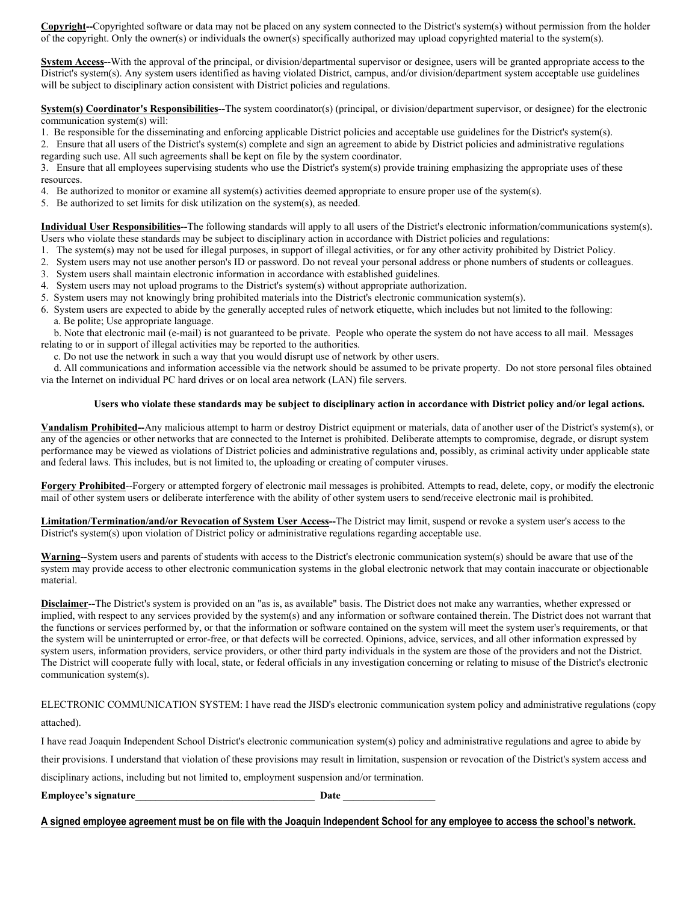**Copyright--**Copyrighted software or data may not be placed on any system connected to the District's system(s) without permission from the holder of the copyright. Only the owner(s) or individuals the owner(s) specifically authorized may upload copyrighted material to the system(s).

**System Access--**With the approval of the principal, or division/departmental supervisor or designee, users will be granted appropriate access to the District's system(s). Any system users identified as having violated District, campus, and/or division/department system acceptable use guidelines will be subject to disciplinary action consistent with District policies and regulations.

**System(s) Coordinator's Responsibilities--**The system coordinator(s) (principal, or division/department supervisor, or designee) for the electronic communication system(s) will:

1. Be responsible for the disseminating and enforcing applicable District policies and acceptable use guidelines for the District's system(s).
2. Ensure that all users of the District's system(s) complete and sign an agreement to abide by District policies and administrative regulations regarding such use. All such agreements shall be kept on file by the system coordinator.
3. Ensure that all employees supervising students who use the District's system(s) provide training emphasizing the appropriate uses of these resources.
4. Be authorized to monitor or examine all system(s) activities deemed appropriate to ensure proper use of the system(s).
5. Be authorized to set limits for disk utilization on the system(s), as needed.

**Individual User Responsibilities--**The following standards will apply to all users of the District's electronic information/communications system(s). Users who violate these standards may be subject to disciplinary action in accordance with District policies and regulations:

1. The system(s) may not be used for illegal purposes, in support of illegal activities, or for any other activity prohibited by District Policy.
2. System users may not use another person's ID or password. Do not reveal your personal address or phone numbers of students or colleagues.
3. System users shall maintain electronic information in accordance with established guidelines.
4. System users may not upload programs to the District's system(s) without appropriate authorization.
5. System users may not knowingly bring prohibited materials into the District's electronic communication system(s).
6. System users are expected to abide by the generally accepted rules of network etiquette, which includes but not limited to the following:
   a. Be polite; Use appropriate language.
   b. Note that electronic mail (e-mail) is not guaranteed to be private. People who operate the system do not have access to all mail. Messages relating to or in support of illegal activities may be reported to the authorities.
   c. Do not use the network in such a way that you would disrupt use of network by other users.
   d. All communications and information accessible via the network should be assumed to be private property. Do not store personal files obtained via the Internet on individual PC hard drives or on local area network (LAN) file servers.

**Users who violate these standards may be subject to disciplinary action in accordance with District policy and/or legal actions.**

**Vandalism Prohibited--**Any malicious attempt to harm or destroy District equipment or materials, data of another user of the District's system(s), or any of the agencies or other networks that are connected to the Internet is prohibited. Deliberate attempts to compromise, degrade, or disrupt system performance may be viewed as violations of District policies and administrative regulations and, possibly, as criminal activity under applicable state and federal laws. This includes, but is not limited to, the uploading or creating of computer viruses.

**Forgery Prohibited**--Forgery or attempted forgery of electronic mail messages is prohibited. Attempts to read, delete, copy, or modify the electronic mail of other system users or deliberate interference with the ability of other system users to send/receive electronic mail is prohibited.

**Limitation/Termination/and/or Revocation of System User Access--**The District may limit, suspend or revoke a system user's access to the District's system(s) upon violation of District policy or administrative regulations regarding acceptable use.

**Warning--**System users and parents of students with access to the District's electronic communication system(s) should be aware that use of the system may provide access to other electronic communication systems in the global electronic network that may contain inaccurate or objectionable material.

**Disclaimer--**The District's system is provided on an "as is, as available" basis. The District does not make any warranties, whether expressed or implied, with respect to any services provided by the system(s) and any information or software contained therein. The District does not warrant that the functions or services performed by, or that the information or software contained on the system will meet the system user's requirements, or that the system will be uninterrupted or error-free, or that defects will be corrected. Opinions, advice, services, and all other information expressed by system users, information providers, service providers, or other third party individuals in the system are those of the providers and not the District. The District will cooperate fully with local, state, or federal officials in any investigation concerning or relating to misuse of the District's electronic communication system(s).

ELECTRONIC COMMUNICATION SYSTEM: I have read the JISD's electronic communication system policy and administrative regulations (copy attached).

I have read Joaquin Independent School District's electronic communication system(s) policy and administrative regulations and agree to abide by their provisions. I understand that violation of these provisions may result in limitation, suspension or revocation of the District's system access and disciplinary actions, including but not limited to, employment suspension and/or termination.

**Employee's signature**___________________________________ **Date** __________________

**A signed employee agreement must be on file with the Joaquin Independent School for any employee to access the school's network.**